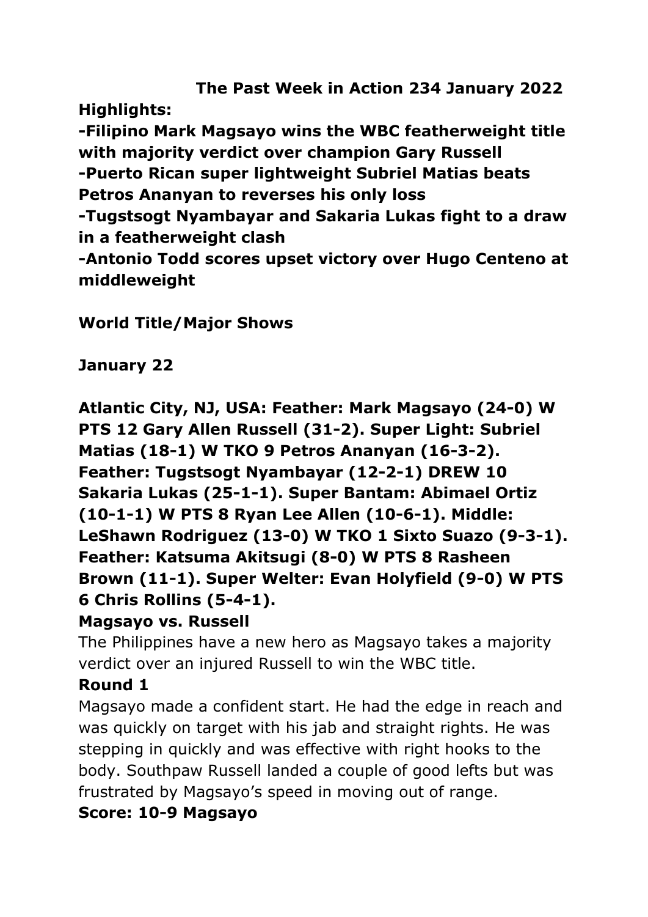# The Past Week in Action 234 January 2022

**Highlights:**

**-Filipino Mark Magsayo wins the WBC featherweight title with majority verdict over champion Gary Russell**

**-Puerto Rican super lightweight Subriel Matias beats Petros Ananyan to reverses his only loss**

**-Tugstsogt Nyambayar and Sakaria Lukas fight to a draw in a featherweight clash**

**-Antonio Todd scores upset victory over Hugo Centeno at middleweight**

## World Title/Major Shows

### January 22

**Atlantic City, NJ, USA: Feather: Mark Magsayo (24-0) W PTS 12 Gary Allen Russell (31-2). Super Light: Subriel Matias (18-1) W TKO 9 Petros Ananyan (16-3-2). Feather: Tugstsogt Nyambayar (12-2-1) DREW 10 Sakaria Lukas (25-1-1). Super Bantam: Abimael Ortiz (10-1-1) W PTS 8 Ryan Lee Allen (10-6-1). Middle: LeShawn Rodriguez (13-0) W TKO 1 Sixto Suazo (9-3-1). Feather: Katsuma Akitsugi (8-0) W PTS 8 Rasheen Brown (11-1). Super Welter: Evan Holyfield (9-0) W PTS 6 Chris Rollins (5-4-1).**

**Magsayo vs. Russell**

The Philippines have a new hero as Magsayo takes a majority verdict over an injured Russell to win the WBC title.

**Round 1**

Magsayo made a confident start. He had the edge in reach and was quickly on target with his jab and straight rights. He was stepping in quickly and was effective with right hooks to the body. Southpaw Russell landed a couple of good lefts but was frustrated by Magsayo's speed in moving out of range.

**Score: 10-9 Magsayo**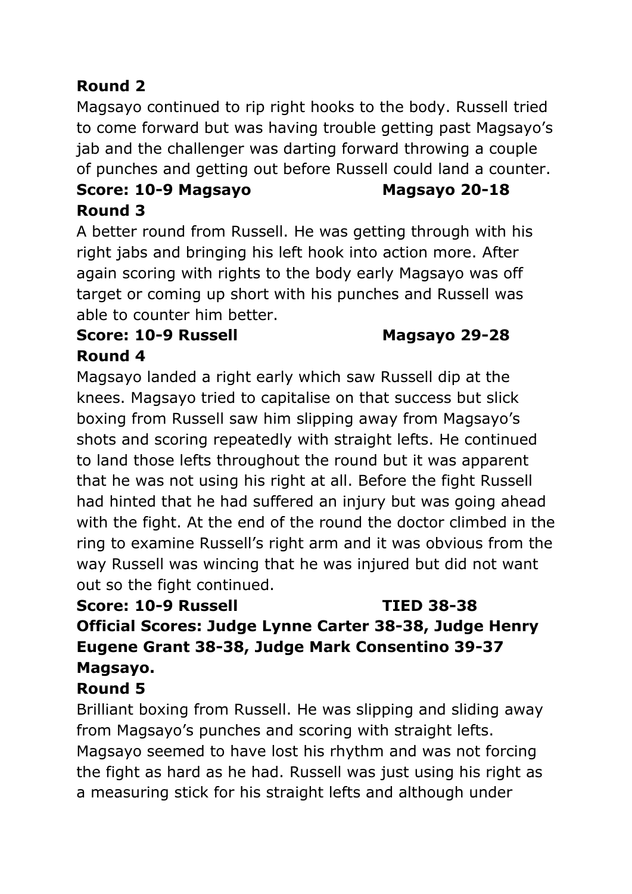**Round 2**

Magsayo continued to rip right hooks to the body. Russell tried to come forward but was having trouble getting past Magsayo's jab and the challenger was darting forward throwing a couple of punches and getting out before Russell could land a counter.

**Score: 10-9 Magsayo Magsayo 20-18**

**Round 3**

A better round from Russell. He was getting through with his right jabs and bringing his left hook into action more. After again scoring with rights to the body early Magsayo was off target or coming up short with his punches and Russell was able to counter him better.

**Score: 10-9 Russell Magsayo 29-28**

**Round 4**

Magsayo landed a right early which saw Russell dip at the knees. Magsayo tried to capitalise on that success but slick boxing from Russell saw him slipping away from Magsayo's shots and scoring repeatedly with straight lefts. He continued to land those lefts throughout the round but it was apparent that he was not using his right at all. Before the fight Russell had hinted that he had suffered an injury but was going ahead with the fight. At the end of the round the doctor climbed in the ring to examine Russell's right arm and it was obvious from the way Russell was wincing that he was injured but did not want out so the fight continued.

**Score: 10-9 Russell TIED 38-38**

**Official Scores: Judge Lynne Carter 38-38, Judge Henry Eugene Grant 38-38, Judge Mark Consentino 39-37 Magsayo.**

**Round 5**

Brilliant boxing from Russell. He was slipping and sliding away from Magsayo's punches and scoring with straight lefts. Magsayo seemed to have lost his rhythm and was not forcing the fight as hard as he had. Russell was just using his right as a measuring stick for his straight lefts and although under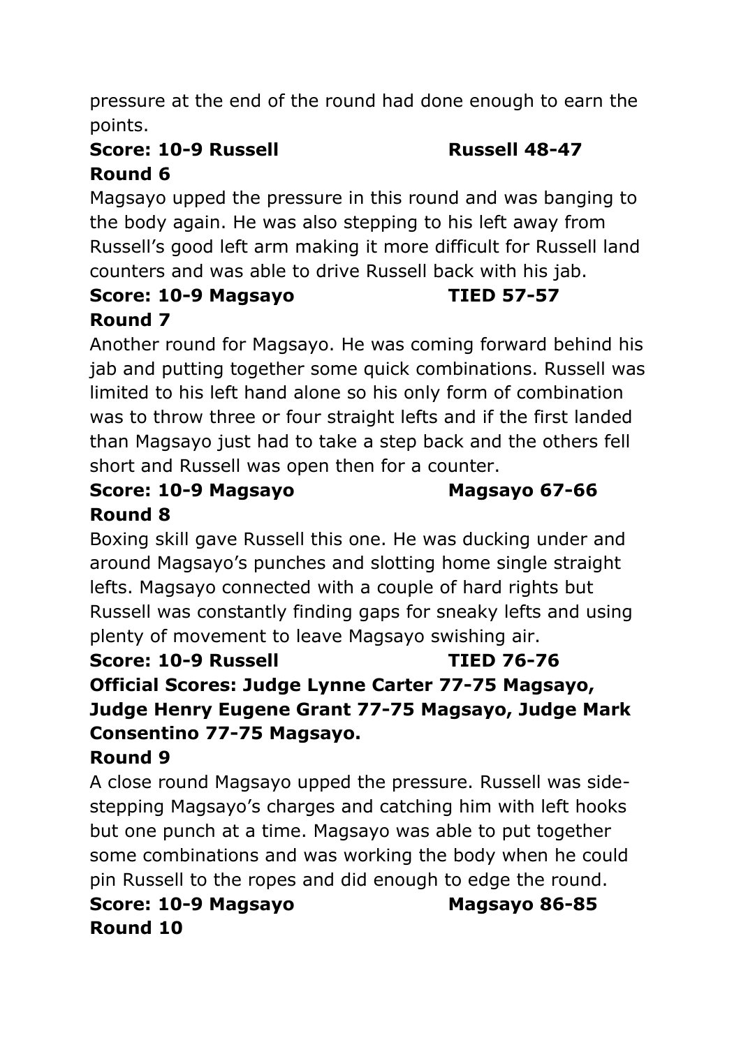pressure at the end of the round had done enough to earn the points.

**Score: 10-9 Russell Russell 48-47**

**Round 6**

Magsayo upped the pressure in this round and was banging to the body again. He was also stepping to his left away from Russell's good left arm making it more difficult for Russell land counters and was able to drive Russell back with his jab.

**Score: 10-9 Magsayo TIED 57-57**

**Round 7**

Another round for Magsayo. He was coming forward behind his jab and putting together some quick combinations. Russell was limited to his left hand alone so his only form of combination was to throw three or four straight lefts and if the first landed than Magsayo just had to take a step back and the others fell short and Russell was open then for a counter.

**Score: 10-9 Magsayo Magsayo 67-66**

**Round 8**

Boxing skill gave Russell this one. He was ducking under and around Magsayo's punches and slotting home single straight lefts. Magsayo connected with a couple of hard rights but Russell was constantly finding gaps for sneaky lefts and using plenty of movement to leave Magsayo swishing air.

**Score: 10-9 Russell TIED 76-76**

**Official Scores: Judge Lynne Carter 77-75 Magsayo, Judge Henry Eugene Grant 77-75 Magsayo, Judge Mark Consentino 77-75 Magsayo.**

**Round 9**

A close round Magsayo upped the pressure. Russell was side-stepping Magsayo's charges and catching him with left hooks but one punch at a time. Magsayo was able to put together some combinations and was working the body when he could pin Russell to the ropes and did enough to edge the round.

**Score: 10-9 Magsayo Magsayo 86-85**

**Round 10**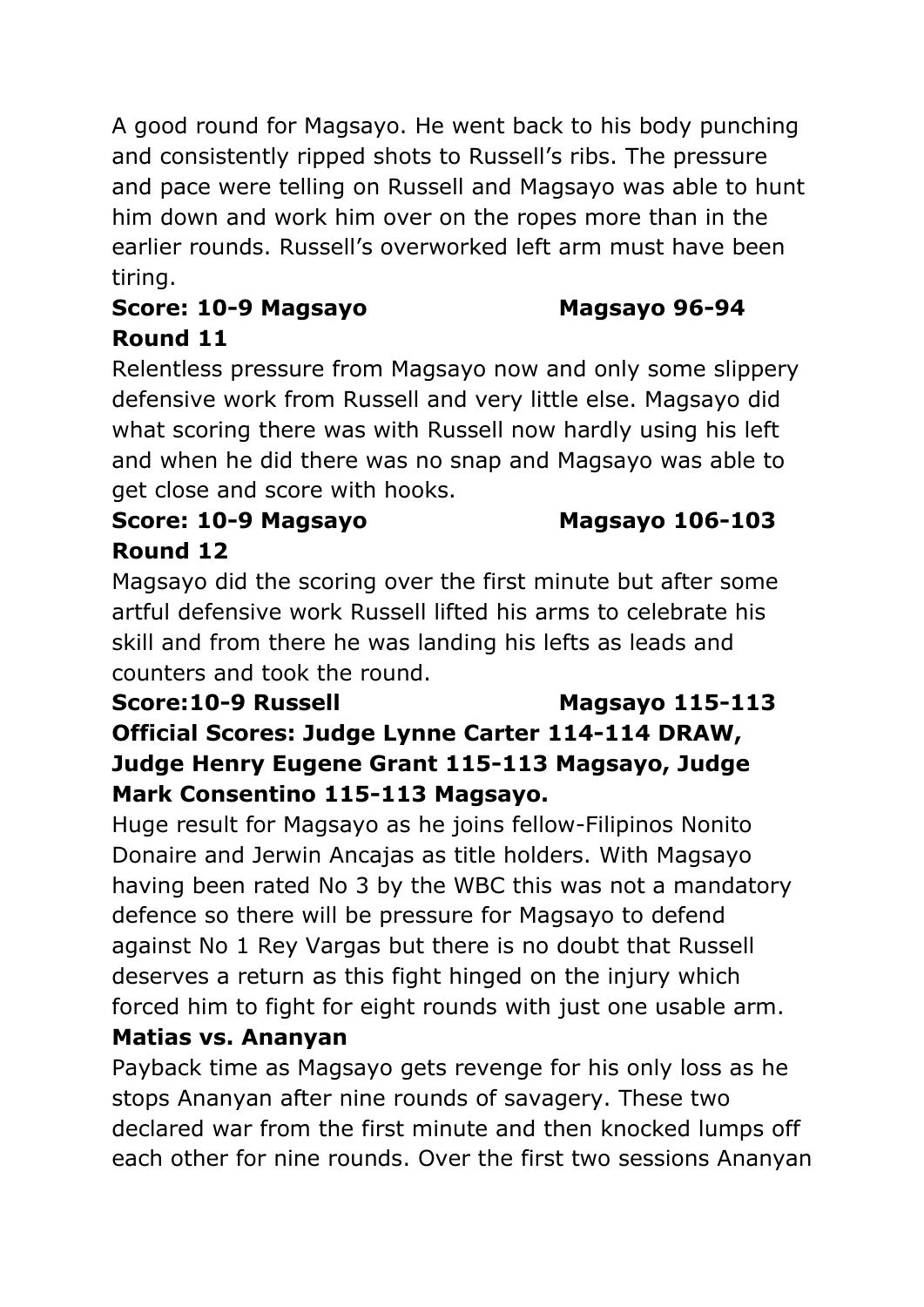A good round for Magsayo. He went back to his body punching and consistently ripped shots to Russell's ribs. The pressure and pace were telling on Russell and Magsayo was able to hunt him down and work him over on the ropes more than in the earlier rounds. Russell's overworked left arm must have been tiring.

**Score: 10-9 Magsayo Magsayo 96-94**

**Round 11**

Relentless pressure from Magsayo now and only some slippery defensive work from Russell and very little else. Magsayo did what scoring there was with Russell now hardly using his left and when he did there was no snap and Magsayo was able to get close and score with hooks.

**Score: 10-9 Magsayo Magsayo 106-103**

**Round 12**

Magsayo did the scoring over the first minute but after some artful defensive work Russell lifted his arms to celebrate his skill and from there he was landing his lefts as leads and counters and took the round.

**Score:10-9 Russell Magsayo 115-113**

**Official Scores: Judge Lynne Carter 114-114 DRAW, Judge Henry Eugene Grant 115-113 Magsayo, Judge Mark Consentino 115-113 Magsayo.**

Huge result for Magsayo as he joins fellow-Filipinos Nonito Donaire and Jerwin Ancajas as title holders. With Magsayo having been rated No 3 by the WBC this was not a mandatory defence so there will be pressure for Magsayo to defend against No 1 Rey Vargas but there is no doubt that Russell deserves a return as this fight hinged on the injury which forced him to fight for eight rounds with just one usable arm.

**Matias vs. Ananyan**

Payback time as Magsayo gets revenge for his only loss as he stops Ananyan after nine rounds of savagery. These two declared war from the first minute and then knocked lumps off each other for nine rounds. Over the first two sessions Ananyan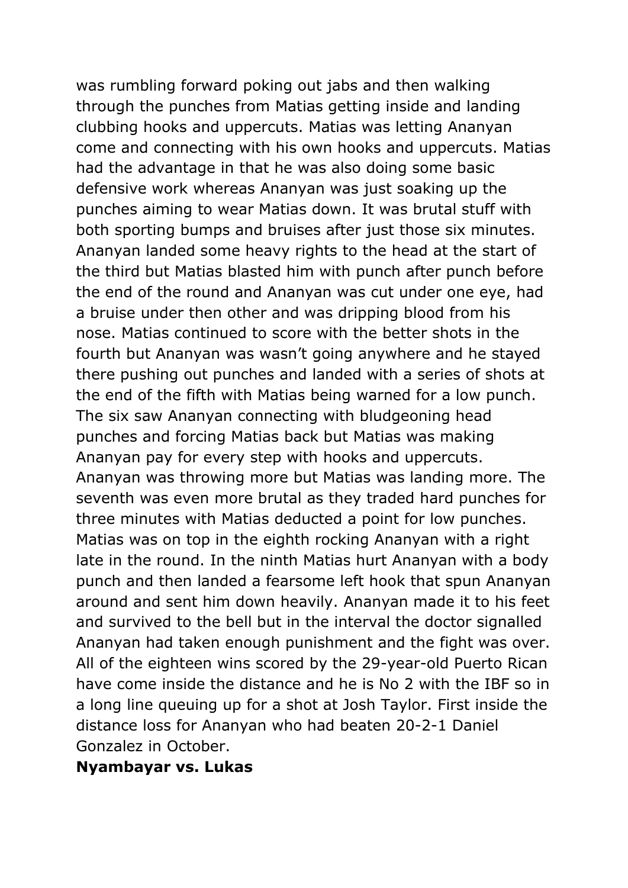was rumbling forward poking out jabs and then walking through the punches from Matias getting inside and landing clubbing hooks and uppercuts. Matias was letting Ananyan come and connecting with his own hooks and uppercuts. Matias had the advantage in that he was also doing some basic defensive work whereas Ananyan was just soaking up the punches aiming to wear Matias down. It was brutal stuff with both sporting bumps and bruises after just those six minutes. Ananyan landed some heavy rights to the head at the start of the third but Matias blasted him with punch after punch before the end of the round and Ananyan was cut under one eye, had a bruise under then other and was dripping blood from his nose. Matias continued to score with the better shots in the fourth but Ananyan was wasn't going anywhere and he stayed there pushing out punches and landed with a series of shots at the end of the fifth with Matias being warned for a low punch. The six saw Ananyan connecting with bludgeoning head punches and forcing Matias back but Matias was making Ananyan pay for every step with hooks and uppercuts. Ananyan was throwing more but Matias was landing more. The seventh was even more brutal as they traded hard punches for three minutes with Matias deducted a point for low punches. Matias was on top in the eighth rocking Ananyan with a right late in the round. In the ninth Matias hurt Ananyan with a body punch and then landed a fearsome left hook that spun Ananyan around and sent him down heavily. Ananyan made it to his feet and survived to the bell but in the interval the doctor signalled Ananyan had taken enough punishment and the fight was over. All of the eighteen wins scored by the 29-year-old Puerto Rican have come inside the distance and he is No 2 with the IBF so in a long line queuing up for a shot at Josh Taylor. First inside the distance loss for Ananyan who had beaten 20-2-1 Daniel Gonzalez in October.

**Nyambayar vs. Lukas**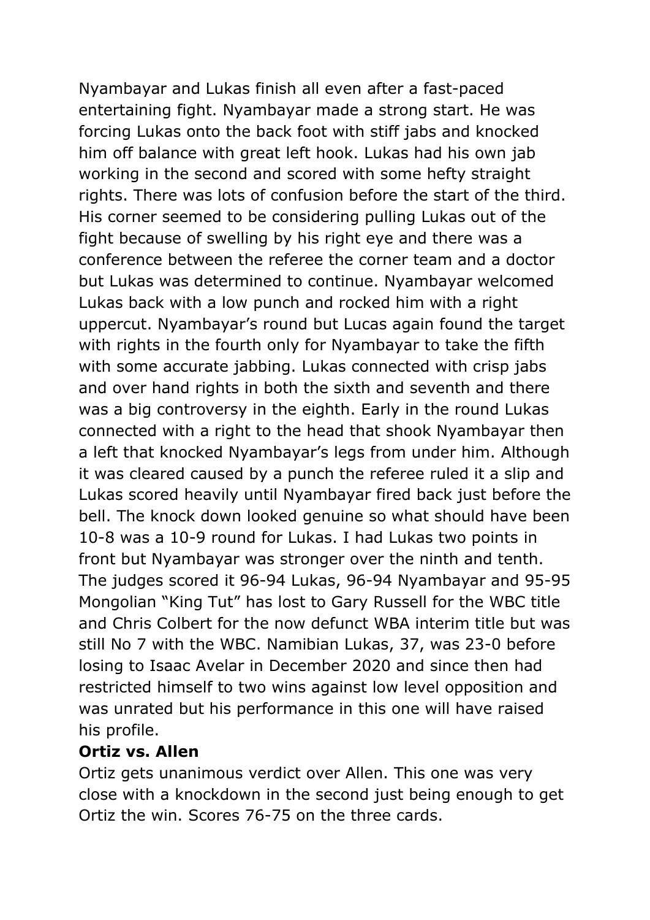Nyambayar and Lukas finish all even after a fast-paced entertaining fight. Nyambayar made a strong start. He was forcing Lukas onto the back foot with stiff jabs and knocked him off balance with great left hook. Lukas had his own jab working in the second and scored with some hefty straight rights. There was lots of confusion before the start of the third. His corner seemed to be considering pulling Lukas out of the fight because of swelling by his right eye and there was a conference between the referee the corner team and a doctor but Lukas was determined to continue. Nyambayar welcomed Lukas back with a low punch and rocked him with a right uppercut. Nyambayar's round but Lucas again found the target with rights in the fourth only for Nyambayar to take the fifth with some accurate jabbing. Lukas connected with crisp jabs and over hand rights in both the sixth and seventh and there was a big controversy in the eighth. Early in the round Lukas connected with a right to the head that shook Nyambayar then a left that knocked Nyambayar's legs from under him. Although it was cleared caused by a punch the referee ruled it a slip and Lukas scored heavily until Nyambayar fired back just before the bell. The knock down looked genuine so what should have been 10-8 was a 10-9 round for Lukas. I had Lukas two points in front but Nyambayar was stronger over the ninth and tenth. The judges scored it 96-94 Lukas, 96-94 Nyambayar and 95-95 Mongolian "King Tut" has lost to Gary Russell for the WBC title and Chris Colbert for the now defunct WBA interim title but was still No 7 with the WBC. Namibian Lukas, 37, was 23-0 before losing to Isaac Avelar in December 2020 and since then had restricted himself to two wins against low level opposition and was unrated but his performance in this one will have raised his profile.

**Ortiz vs. Allen**

Ortiz gets unanimous verdict over Allen. This one was very close with a knockdown in the second just being enough to get Ortiz the win. Scores 76-75 on the three cards.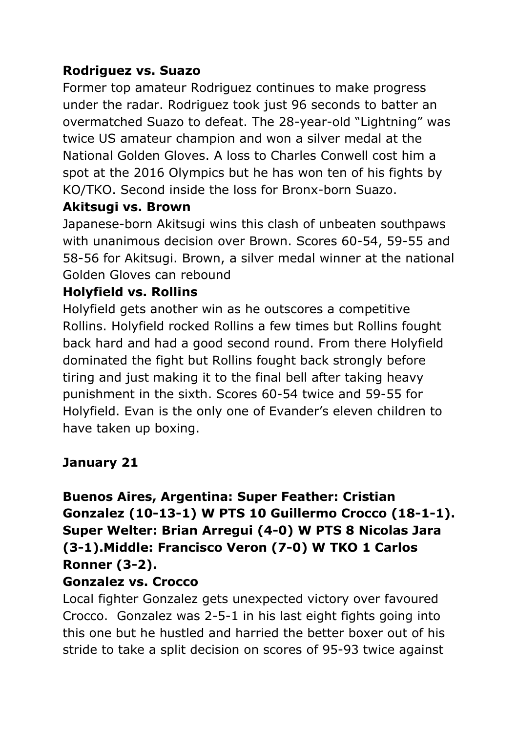**Rodriguez vs. Suazo**

Former top amateur Rodriguez continues to make progress under the radar. Rodriguez took just 96 seconds to batter an overmatched Suazo to defeat. The 28-year-old “Lightning” was twice US amateur champion and won a silver medal at the National Golden Gloves. A loss to Charles Conwell cost him a spot at the 2016 Olympics but he has won ten of his fights by KO/TKO. Second inside the loss for Bronx-born Suazo.

**Akitsugi vs. Brown**

Japanese-born Akitsugi wins this clash of unbeaten southpaws with unanimous decision over Brown. Scores 60-54, 59-55 and 58-56 for Akitsugi. Brown, a silver medal winner at the national Golden Gloves can rebound

**Holyfield vs. Rollins**

Holyfield gets another win as he outscores a competitive Rollins. Holyfield rocked Rollins a few times but Rollins fought back hard and had a good second round. From there Holyfield dominated the fight but Rollins fought back strongly before tiring and just making it to the final bell after taking heavy punishment in the sixth. Scores 60-54 twice and 59-55 for Holyfield. Evan is the only one of Evander’s eleven children to have taken up boxing.

**January 21**

**Buenos Aires, Argentina: Super Feather: Cristian Gonzalez (10-13-1) W PTS 10 Guillermo Crocco (18-1-1). Super Welter: Brian Arregui (4-0) W PTS 8 Nicolas Jara (3-1).Middle: Francisco Veron (7-0) W TKO 1 Carlos Ronner (3-2).**

**Gonzalez vs. Crocco**

Local fighter Gonzalez gets unexpected victory over favoured Crocco. Gonzalez was 2-5-1 in his last eight fights going into this one but he hustled and harried the better boxer out of his stride to take a split decision on scores of 95-93 twice against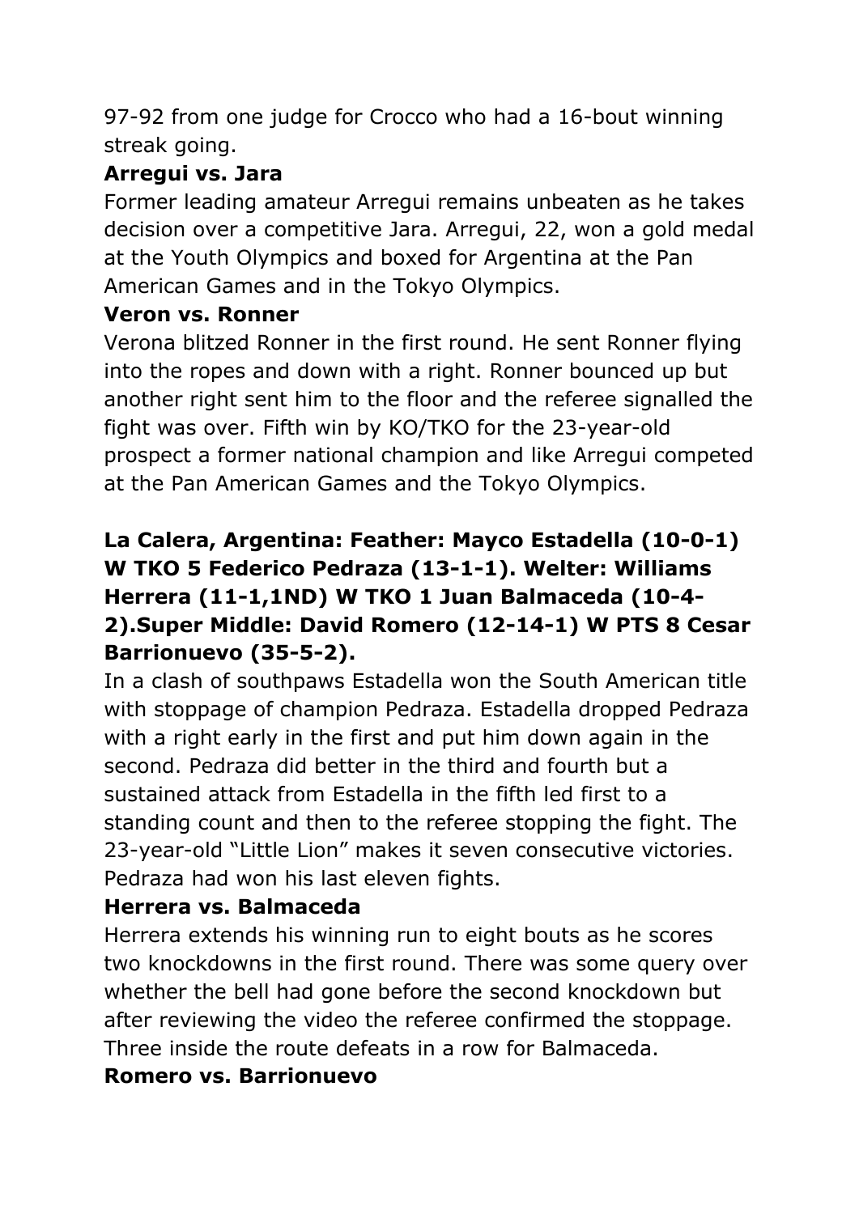97-92 from one judge for Crocco who had a 16-bout winning streak going.

**Arregui vs. Jara**

Former leading amateur Arregui remains unbeaten as he takes decision over a competitive Jara. Arregui, 22, won a gold medal at the Youth Olympics and boxed for Argentina at the Pan American Games and in the Tokyo Olympics.

**Veron vs. Ronner**

Verona blitzed Ronner in the first round. He sent Ronner flying into the ropes and down with a right. Ronner bounced up but another right sent him to the floor and the referee signalled the fight was over. Fifth win by KO/TKO for the 23-year-old prospect a former national champion and like Arregui competed at the Pan American Games and the Tokyo Olympics.

**La Calera, Argentina: Feather: Mayco Estadella (10-0-1) W TKO 5 Federico Pedraza (13-1-1). Welter: Williams Herrera (11-1,1ND) W TKO 1 Juan Balmaceda (10-4-2).Super Middle: David Romero (12-14-1) W PTS 8 Cesar Barrionuevo (35-5-2).**

In a clash of southpaws Estadella won the South American title with stoppage of champion Pedraza. Estadella dropped Pedraza with a right early in the first and put him down again in the second. Pedraza did better in the third and fourth but a sustained attack from Estadella in the fifth led first to a standing count and then to the referee stopping the fight. The 23-year-old "Little Lion" makes it seven consecutive victories. Pedraza had won his last eleven fights.

**Herrera vs. Balmaceda**

Herrera extends his winning run to eight bouts as he scores two knockdowns in the first round. There was some query over whether the bell had gone before the second knockdown but after reviewing the video the referee confirmed the stoppage. Three inside the route defeats in a row for Balmaceda.

**Romero vs. Barrionuevo**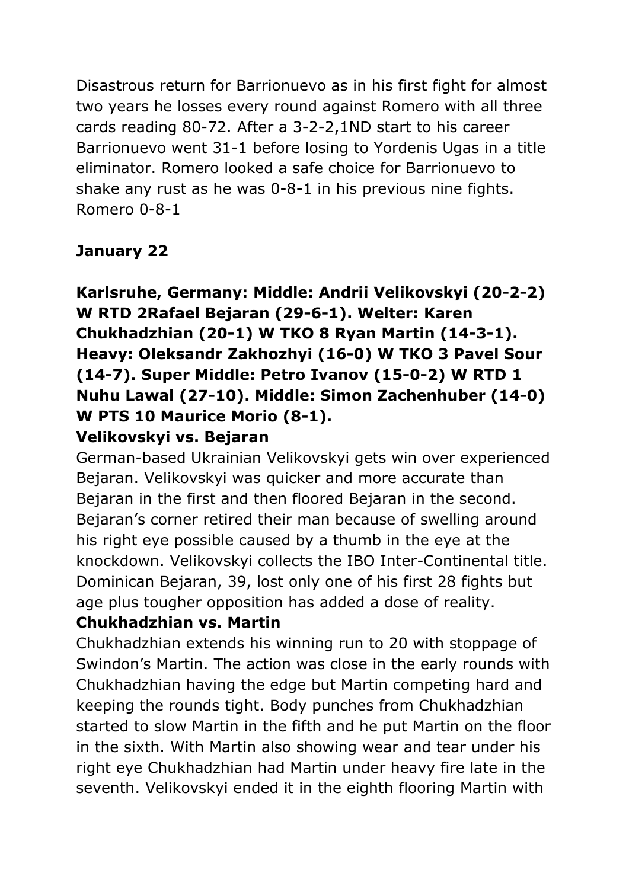Disastrous return for Barrionuevo as in his first fight for almost two years he losses every round against Romero with all three cards reading 80-72. After a 3-2-2,1ND start to his career Barrionuevo went 31-1 before losing to Yordenis Ugas in a title eliminator. Romero looked a safe choice for Barrionuevo to shake any rust as he was 0-8-1 in his previous nine fights. Romero 0-8-1

**January 22**

**Karlsruhe, Germany: Middle: Andrii Velikovskyi (20-2-2) W RTD 2Rafael Bejaran (29-6-1). Welter: Karen Chukhadzhian (20-1) W TKO 8 Ryan Martin (14-3-1). Heavy: Oleksandr Zakhozhyi (16-0) W TKO 3 Pavel Sour (14-7). Super Middle: Petro Ivanov (15-0-2) W RTD 1 Nuhu Lawal (27-10). Middle: Simon Zachenhuber (14-0) W PTS 10 Maurice Morio (8-1).**

**Velikovskyi vs. Bejaran**

German-based Ukrainian Velikovskyi gets win over experienced Bejaran. Velikovskyi was quicker and more accurate than Bejaran in the first and then floored Bejaran in the second. Bejaran's corner retired their man because of swelling around his right eye possible caused by a thumb in the eye at the knockdown. Velikovskyi collects the IBO Inter-Continental title. Dominican Bejaran, 39, lost only one of his first 28 fights but age plus tougher opposition has added a dose of reality.

**Chukhadzhian vs. Martin**

Chukhadzhian extends his winning run to 20 with stoppage of Swindon's Martin. The action was close in the early rounds with Chukhadzhian having the edge but Martin competing hard and keeping the rounds tight. Body punches from Chukhadzhian started to slow Martin in the fifth and he put Martin on the floor in the sixth. With Martin also showing wear and tear under his right eye Chukhadzhian had Martin under heavy fire late in the seventh. Velikovskyi ended it in the eighth flooring Martin with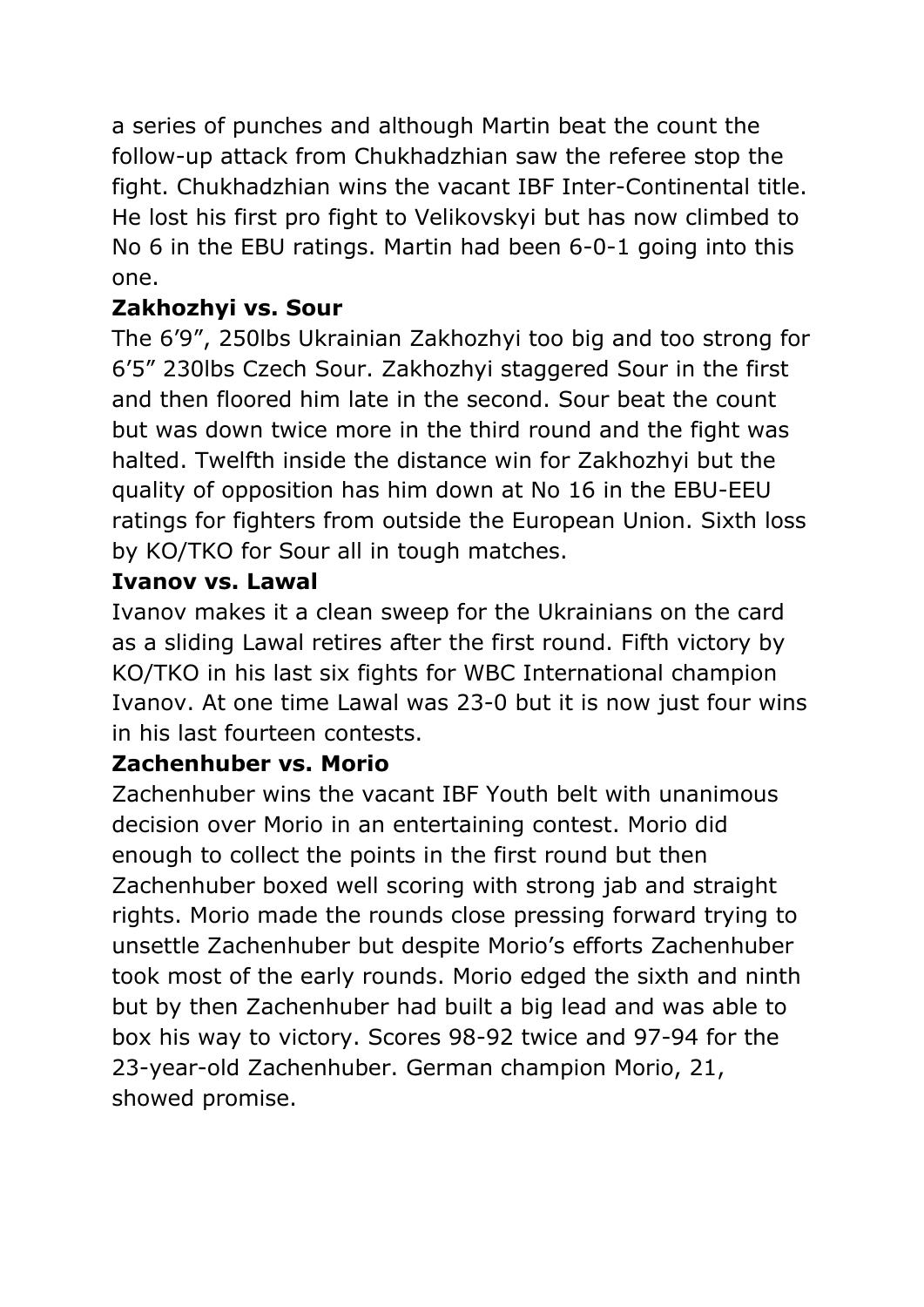a series of punches and although Martin beat the count the follow-up attack from Chukhadzhian saw the referee stop the fight. Chukhadzhian wins the vacant IBF Inter-Continental title. He lost his first pro fight to Velikovskyi but has now climbed to No 6 in the EBU ratings. Martin had been 6-0-1 going into this one.

**Zakhozhyi vs. Sour**

The 6’9”, 250lbs Ukrainian Zakhozhyi too big and too strong for 6’5” 230lbs Czech Sour. Zakhozhyi staggered Sour in the first and then floored him late in the second. Sour beat the count but was down twice more in the third round and the fight was halted. Twelfth inside the distance win for Zakhozhyi but the quality of opposition has him down at No 16 in the EBU-EEU ratings for fighters from outside the European Union. Sixth loss by KO/TKO for Sour all in tough matches.

**Ivanov vs. Lawal**

Ivanov makes it a clean sweep for the Ukrainians on the card as a sliding Lawal retires after the first round. Fifth victory by KO/TKO in his last six fights for WBC International champion Ivanov. At one time Lawal was 23-0 but it is now just four wins in his last fourteen contests.

**Zachenhuber vs. Morio**

Zachenhuber wins the vacant IBF Youth belt with unanimous decision over Morio in an entertaining contest. Morio did enough to collect the points in the first round but then Zachenhuber boxed well scoring with strong jab and straight rights. Morio made the rounds close pressing forward trying to unsettle Zachenhuber but despite Morio’s efforts Zachenhuber took most of the early rounds. Morio edged the sixth and ninth but by then Zachenhuber had built a big lead and was able to box his way to victory. Scores 98-92 twice and 97-94 for the 23-year-old Zachenhuber. German champion Morio, 21, showed promise.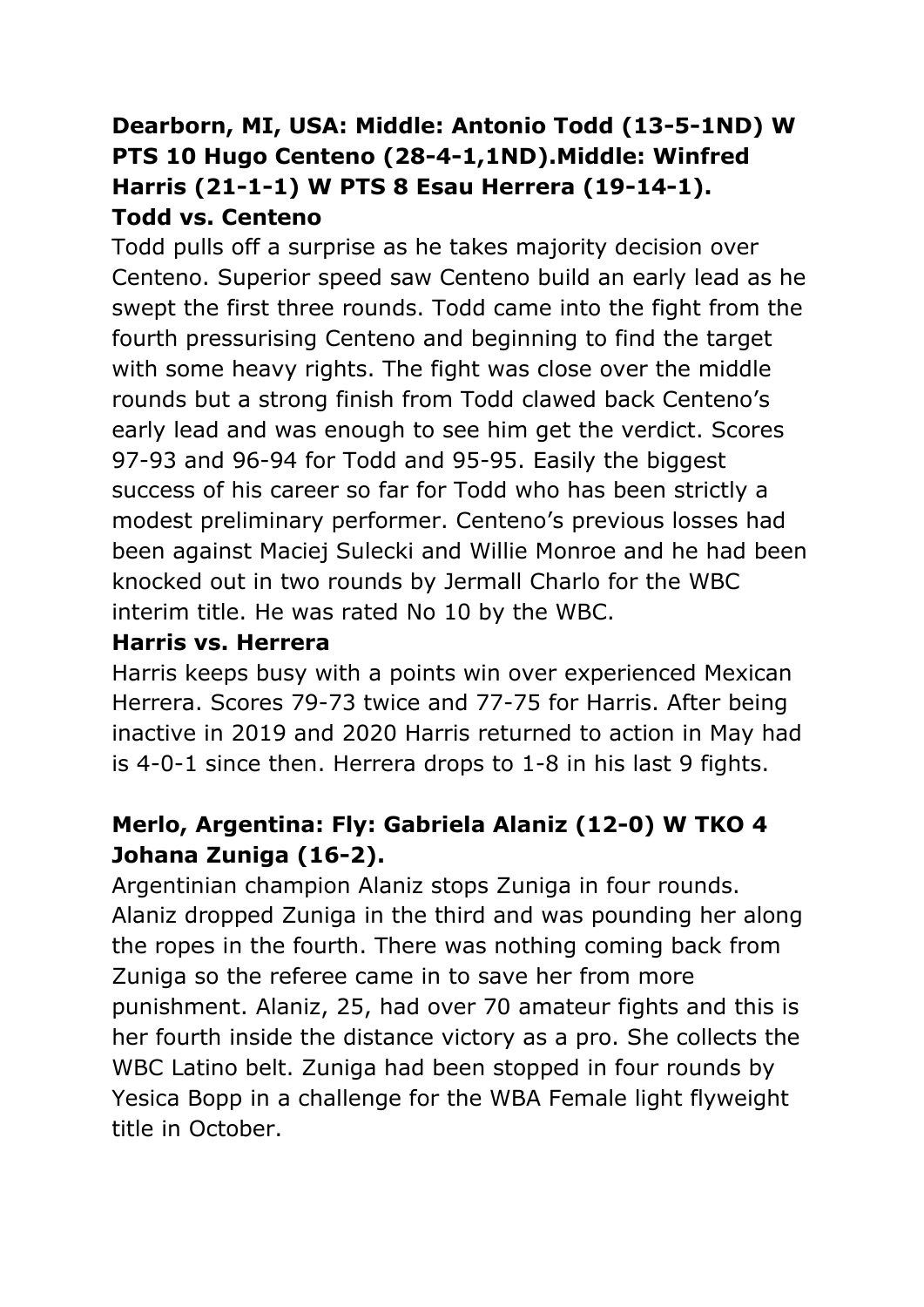**Dearborn, MI, USA: Middle: Antonio Todd (13-5-1ND) W PTS 10 Hugo Centeno (28-4-1,1ND).Middle: Winfred Harris (21-1-1) W PTS 8 Esau Herrera (19-14-1).**

**Todd vs. Centeno**

Todd pulls off a surprise as he takes majority decision over Centeno. Superior speed saw Centeno build an early lead as he swept the first three rounds. Todd came into the fight from the fourth pressurising Centeno and beginning to find the target with some heavy rights. The fight was close over the middle rounds but a strong finish from Todd clawed back Centeno's early lead and was enough to see him get the verdict. Scores 97-93 and 96-94 for Todd and 95-95. Easily the biggest success of his career so far for Todd who has been strictly a modest preliminary performer. Centeno's previous losses had been against Maciej Sulecki and Willie Monroe and he had been knocked out in two rounds by Jermall Charlo for the WBC interim title. He was rated No 10 by the WBC.

**Harris vs. Herrera**

Harris keeps busy with a points win over experienced Mexican Herrera. Scores 79-73 twice and 77-75 for Harris. After being inactive in 2019 and 2020 Harris returned to action in May had is 4-0-1 since then. Herrera drops to 1-8 in his last 9 fights.

**Merlo, Argentina: Fly: Gabriela Alaniz (12-0) W TKO 4 Johana Zuniga (16-2).**

Argentinian champion Alaniz stops Zuniga in four rounds. Alaniz dropped Zuniga in the third and was pounding her along the ropes in the fourth. There was nothing coming back from Zuniga so the referee came in to save her from more punishment. Alaniz, 25, had over 70 amateur fights and this is her fourth inside the distance victory as a pro. She collects the WBC Latino belt. Zuniga had been stopped in four rounds by Yesica Bopp in a challenge for the WBA Female light flyweight title in October.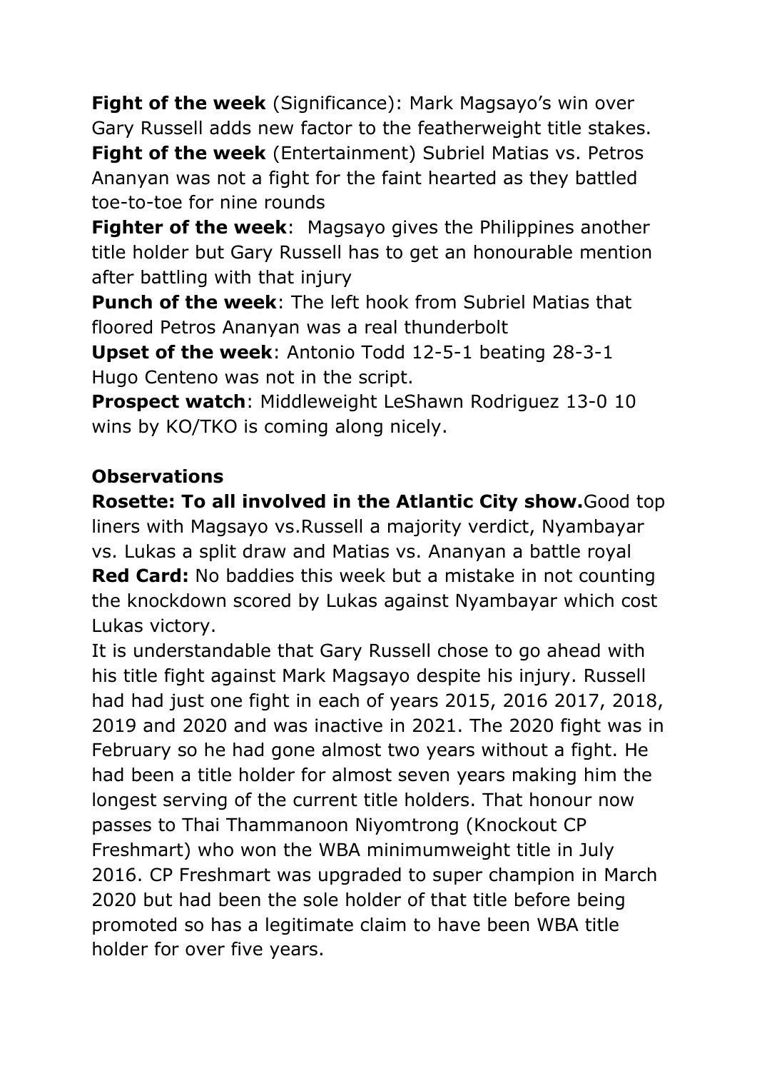**Fight of the week** (Significance): Mark Magsayo's win over Gary Russell adds new factor to the featherweight title stakes.

**Fight of the week** (Entertainment) Subriel Matias vs. Petros Ananyan was not a fight for the faint hearted as they battled toe-to-toe for nine rounds

**Fighter of the week**: Magsayo gives the Philippines another title holder but Gary Russell has to get an honourable mention after battling with that injury

**Punch of the week**: The left hook from Subriel Matias that floored Petros Ananyan was a real thunderbolt

**Upset of the week**: Antonio Todd 12-5-1 beating 28-3-1 Hugo Centeno was not in the script.

**Prospect watch**: Middleweight LeShawn Rodriguez 13-0 10 wins by KO/TKO is coming along nicely.

## Observations

**Rosette: To all involved in the Atlantic City show.** Good top liners with Magsayo vs.Russell a majority verdict, Nyambayar vs. Lukas a split draw and Matias vs. Ananyan a battle royal

**Red Card:** No baddies this week but a mistake in not counting the knockdown scored by Lukas against Nyambayar which cost Lukas victory.

It is understandable that Gary Russell chose to go ahead with his title fight against Mark Magsayo despite his injury. Russell had had just one fight in each of years 2015, 2016 2017, 2018, 2019 and 2020 and was inactive in 2021. The 2020 fight was in February so he had gone almost two years without a fight. He had been a title holder for almost seven years making him the longest serving of the current title holders. That honour now passes to Thai Thammanoon Niyomtrong (Knockout CP Freshmart) who won the WBA minimumweight title in July 2016. CP Freshmart was upgraded to super champion in March 2020 but had been the sole holder of that title before being promoted so has a legitimate claim to have been WBA title holder for over five years.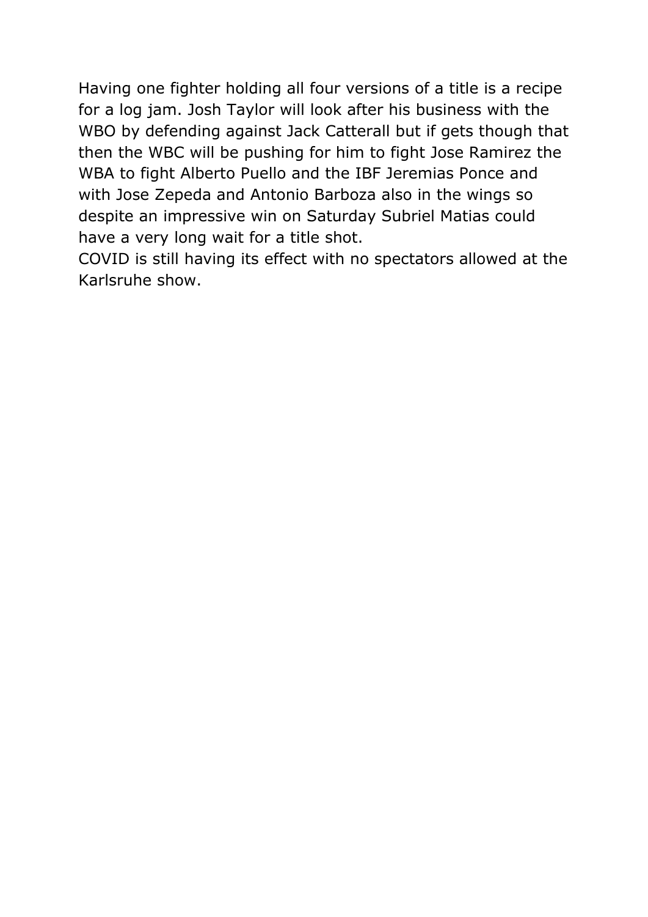Having one fighter holding all four versions of a title is a recipe for a log jam. Josh Taylor will look after his business with the WBO by defending against Jack Catterall but if gets though that then the WBC will be pushing for him to fight Jose Ramirez the WBA to fight Alberto Puello and the IBF Jeremias Ponce and with Jose Zepeda and Antonio Barboza also in the wings so despite an impressive win on Saturday Subriel Matias could have a very long wait for a title shot.
COVID is still having its effect with no spectators allowed at the Karlsruhe show.